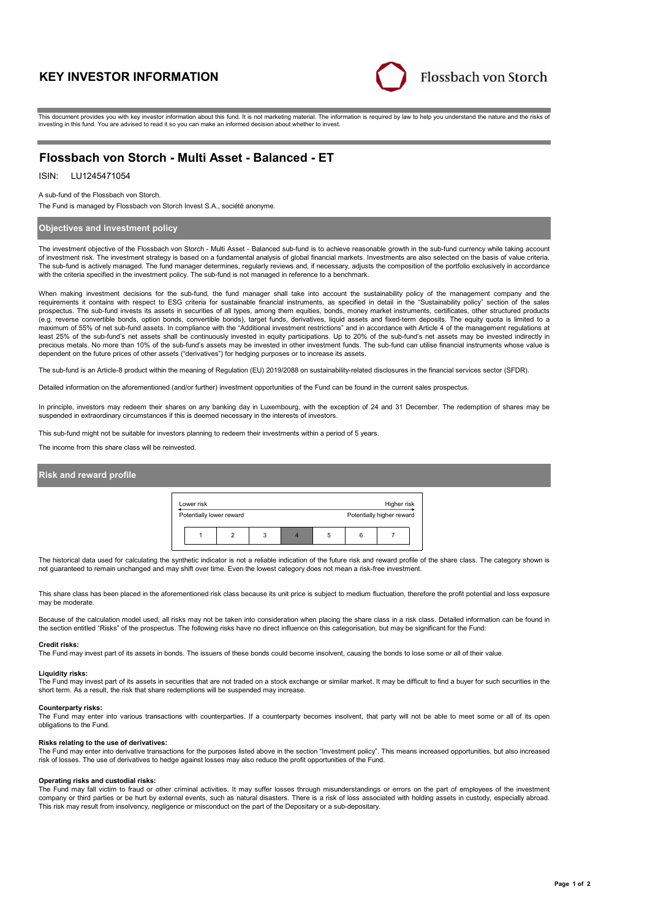# KEY INVESTOR INFORMATION

Flossbach von Storch

This document provides you with key investor information about this fund. It is not marketing material. The information is required by law to help you understand the nature and the risks of investing in this fund. You are advised to read it so you can make an informed decision about whether to invest.

## Flossbach von Storch - Multi Asset - Balanced - ET

ISIN: LU1245471054

A sub-fund of the Flossbach von Storch.

The Fund is managed by Flossbach von Storch Invest S.A., société anonyme.

### Objectives and investment policy

The investment objective of the Flossbach von Storch - Multi Asset - Balanced sub-fund is to achieve reasonable growth in the sub-fund currency while taking account of investment risk. The investment strategy is based on a fundamental analysis of global financial markets. Investments are also selected on the basis of value criteria. The sub-fund is actively managed. The fund manager determines, regularly reviews and, if necessary, adjusts the composition of the portfolio exclusively in accordance with the criteria specified in the investment policy. The sub-fund is not managed in reference to a benchmark.

When making investment decisions for the sub-fund, the fund manager shall take into account the sustainability policy of the management company and the requirements it contains with respect to ESG criteria for sustainable financial instruments, as specified in detail in the "Sustainability policy" section of the sales prospectus. The sub-fund invests its assets in securities of all types, among them equities, bonds, money market instruments, certificates, other structured products (e.g. reverse convertible bonds, option bonds, convertible bonds), target funds, derivatives, liquid assets and fixed-term deposits. The equity quota is limited to a maximum of 55% of net sub-fund assets. In compliance with the "Additional investment restrictions" and in accordance with Article 4 of the management regulations at least 25% of the sub-fund's net assets shall be continuously invested in equity participations. Up to 20% of the sub-fund's net assets may be invested indirectly in precious metals. No more than 10% of the sub-fund's assets may be invested in other investment funds. The sub-fund can utilise financial instruments whose value is dependent on the future prices of other assets ("derivatives") for hedging purposes or to increase its assets.

The sub-fund is an Article-8 product within the meaning of Regulation (EU) 2019/2088 on sustainability-related disclosures in the financial services sector (SFDR).

Detailed information on the aforementioned (and/or further) investment opportunities of the Fund can be found in the current sales prospectus.

In principle, investors may redeem their shares on any banking day in Luxembourg, with the exception of 24 and 31 December. The redemption of shares may be suspended in extraordinary circumstances if this is deemed necessary in the interests of investors.

This sub-fund might not be suitable for investors planning to redeem their investments within a period of 5 years.

The income from this share class will be reinvested.

### Risk and reward profile

| Lower risk | | | | | | Higher risk |
|---|---|---|---|---|---|---|
| Potentially lower reward | | | | | | Potentially higher reward |
| 1 | 2 | 3 | **4** | 5 | 6 | 7 |

The historical data used for calculating the synthetic indicator is not a reliable indication of the future risk and reward profile of the share class. The category shown is not guaranteed to remain unchanged and may shift over time. Even the lowest category does not mean a risk-free investment.

This share class has been placed in the aforementioned risk class because its unit price is subject to medium fluctuation, therefore the profit potential and loss exposure may be moderate.

Because of the calculation model used, all risks may not be taken into consideration when placing the share class in a risk class. Detailed information can be found in the section entitled "Risks" of the prospectus. The following risks have no direct influence on this categorisation, but may be significant for the Fund:

**Credit risks:**
The Fund may invest part of its assets in bonds. The issuers of these bonds could become insolvent, causing the bonds to lose some or all of their value.

**Liquidity risks:**
The Fund may invest part of its assets in securities that are not traded on a stock exchange or similar market. It may be difficult to find a buyer for such securities in the short term. As a result, the risk that share redemptions will be suspended may increase.

**Counterparty risks:**
The Fund may enter into various transactions with counterparties. If a counterparty becomes insolvent, that party will not be able to meet some or all of its open obligations to the Fund.

**Risks relating to the use of derivatives:**
The Fund may enter into derivative transactions for the purposes listed above in the section "Investment policy". This means increased opportunities, but also increased risk of losses. The use of derivatives to hedge against losses may also reduce the profit opportunities of the Fund.

**Operating risks and custodial risks:**
The Fund may fall victim to fraud or other criminal activities. It may suffer losses through misunderstandings or errors on the part of employees of the investment company or third parties or be hurt by external events, such as natural disasters. There is a risk of loss associated with holding assets in custody, especially abroad. This risk may result from insolvency, negligence or misconduct on the part of the Depositary or a sub-depositary.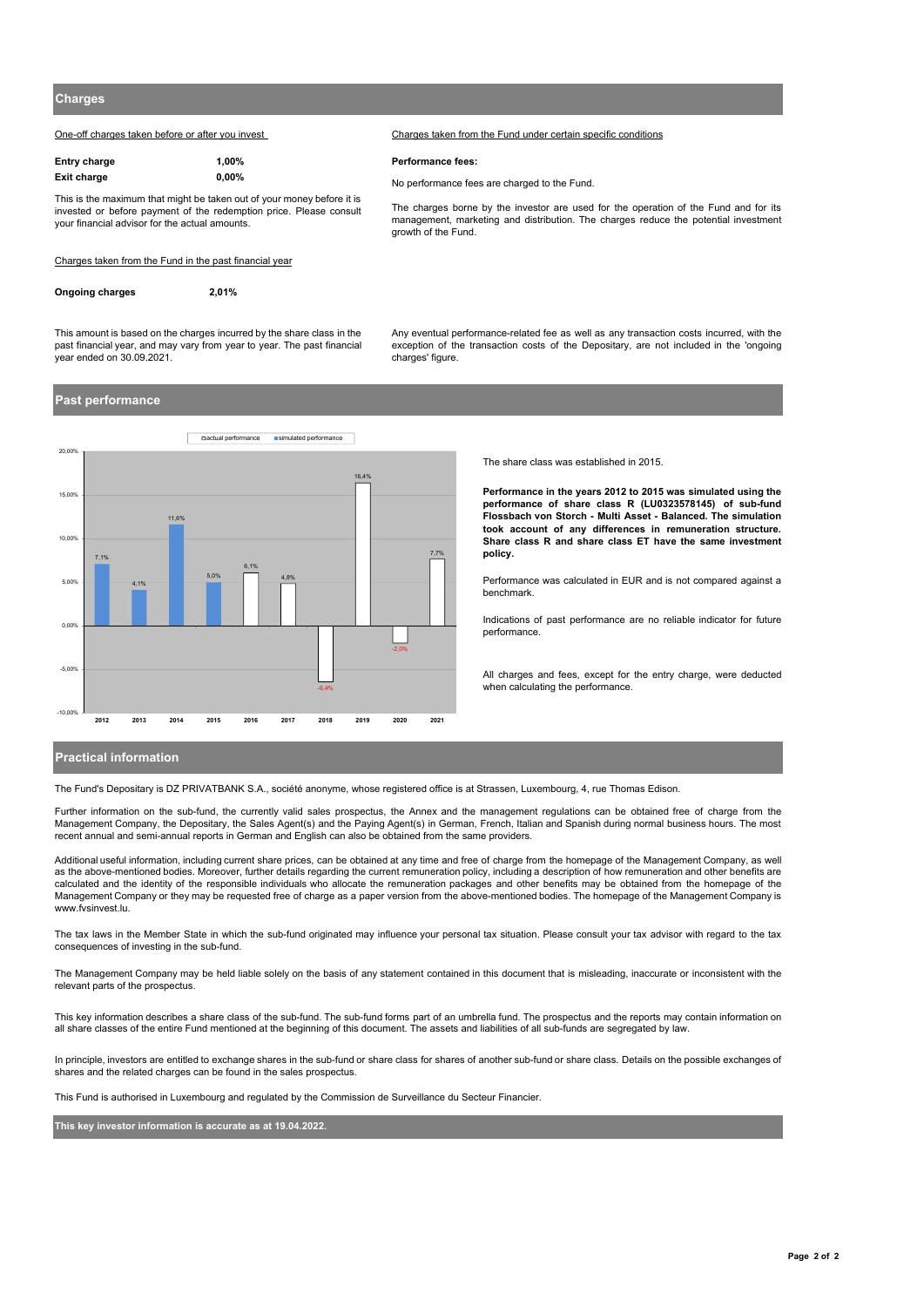## Charges

One-off charges taken before or after you invest

| | |
|---|---|
| **Entry charge** | **1,00%** |
| **Exit charge** | **0,00%** |

This is the maximum that might be taken out of your money before it is invested or before payment of the redemption price. Please consult your financial advisor for the actual amounts.

Charges taken from the Fund in the past financial year

| | |
|---|---|
| **Ongoing charges** | **2,01%** |

This amount is based on the charges incurred by the share class in the past financial year, and may vary from year to year. The past financial year ended on 30.09.2021.

Charges taken from the Fund under certain specific conditions

**Performance fees:**

No performance fees are charged to the Fund.

The charges borne by the investor are used for the operation of the Fund and for its management, marketing and distribution. The charges reduce the potential investment growth of the Fund.

Any eventual performance-related fee as well as any transaction costs incurred, with the exception of the transaction costs of the Depositary, are not included in the 'ongoing charges' figure.

## Past performance

actual performance
simulated performance

20,00%
15,00%
10,00%
5,00%
0,00%
-5,00%
-10,00%

2012: 7,1%
2013: 4,1%
2014: 11,6%
2015: 5,0%
2016: 6,1%
2017: 4,8%
2018: -6,4%
2019: 16,4%
2020: -2,0%
2021: 7,7%

The share class was established in 2015.

**Performance in the years 2012 to 2015 was simulated using the performance of share class R (LU0323578145) of sub-fund Flossbach von Storch - Multi Asset - Balanced. The simulation took account of any differences in remuneration structure. Share class R and share class ET have the same investment policy.**

Performance was calculated in EUR and is not compared against a benchmark.

Indications of past performance are no reliable indicator for future performance.

All charges and fees, except for the entry charge, were deducted when calculating the performance.

## Practical information

The Fund's Depositary is DZ PRIVATBANK S.A., société anonyme, whose registered office is at Strassen, Luxembourg, 4, rue Thomas Edison.

Further information on the sub-fund, the currently valid sales prospectus, the Annex and the management regulations can be obtained free of charge from the Management Company, the Depositary, the Sales Agent(s) and the Paying Agent(s) in German, French, Italian and Spanish during normal business hours. The most recent annual and semi-annual reports in German and English can also be obtained from the same providers.

Additional useful information, including current share prices, can be obtained at any time and free of charge from the homepage of the Management Company, as well as the above-mentioned bodies. Moreover, further details regarding the current remuneration policy, including a description of how remuneration and other benefits are calculated and the identity of the responsible individuals who allocate the remuneration packages and other benefits may be obtained from the homepage of the Management Company or they may be requested free of charge as a paper version from the above-mentioned bodies. The homepage of the Management Company is www.fvsinvest.lu.

The tax laws in the Member State in which the sub-fund originated may influence your personal tax situation. Please consult your tax advisor with regard to the tax consequences of investing in the sub-fund.

The Management Company may be held liable solely on the basis of any statement contained in this document that is misleading, inaccurate or inconsistent with the relevant parts of the prospectus.

This key information describes a share class of the sub-fund. The sub-fund forms part of an umbrella fund. The prospectus and the reports may contain information on all share classes of the entire Fund mentioned at the beginning of this document. The assets and liabilities of all sub-funds are segregated by law.

In principle, investors are entitled to exchange shares in the sub-fund or share class for shares of another sub-fund or share class. Details on the possible exchanges of shares and the related charges can be found in the sales prospectus.

This Fund is authorised in Luxembourg and regulated by the Commission de Surveillance du Secteur Financier.

**This key investor information is accurate as at 19.04.2022.**